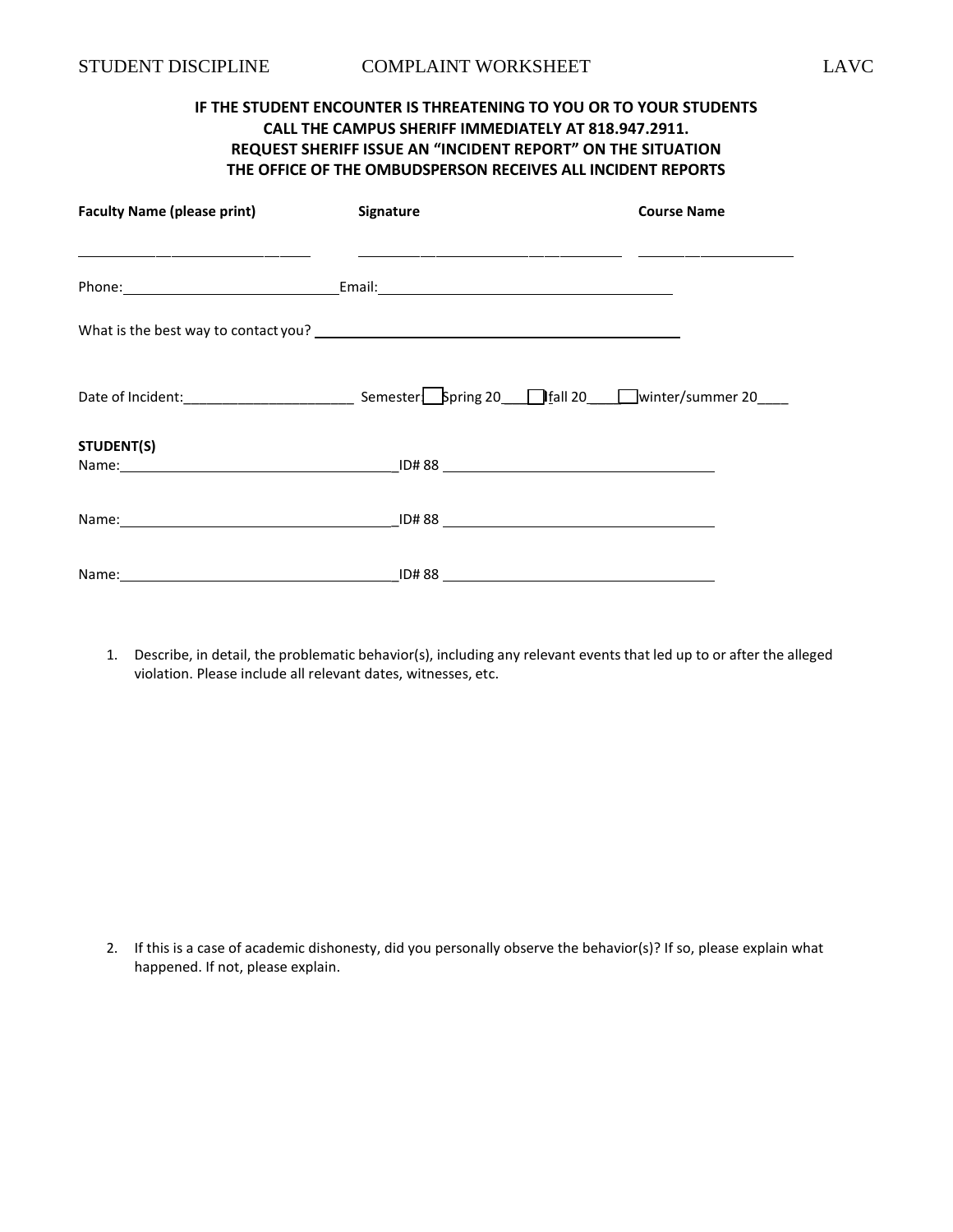STUDENT DISCIPLINE COMPLAINT WORKSHEET LAVC

**IF THE STUDENT ENCOUNTER IS THREATENING TO YOU OR TO YOUR STUDENTS CALL THE CAMPUS SHERIFF IMMEDIATELY AT 818.947.2911. REQUEST SHERIFF ISSUE AN "INCIDENT REPORT" ON THE SITUATION THE OFFICE OF THE OMBUDSPERSON RECEIVES ALL INCIDENT REPORTS**

| **Faculty Name (please print)** | **Signature** | **Course Name** |
|---|---|---|
| ______________________ | ______________________ | ______________________ |

Phone:______________________ Email:______________________________

What is the best way to contact you? ______________________________

Date of Incident:______________________ Semester: ☐ Spring 20____ ☐ fall 20____ ☐ winter/summer 20____

**STUDENT(S)**

Name:______________________________ ID# 88 ______________________________

Name:______________________________ ID# 88 ______________________________

Name:______________________________ ID# 88 ______________________________

1. Describe, in detail, the problematic behavior(s), including any relevant events that led up to or after the alleged violation. Please include all relevant dates, witnesses, etc.

2. If this is a case of academic dishonesty, did you personally observe the behavior(s)? If so, please explain what happened. If not, please explain.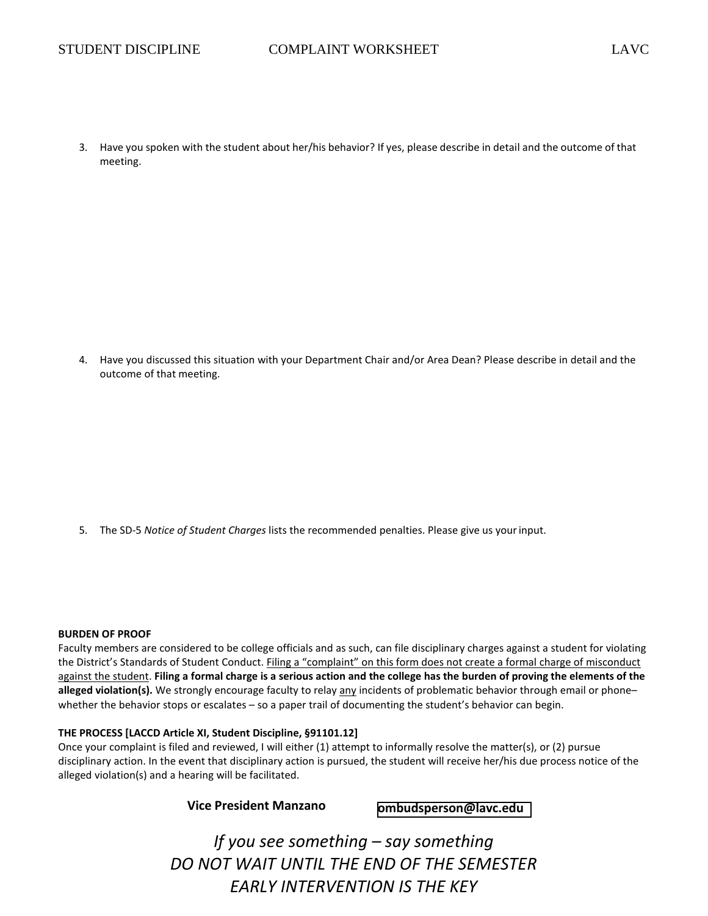3. Have you spoken with the student about her/his behavior? If yes, please describe in detail and the outcome of that meeting.

4. Have you discussed this situation with your Department Chair and/or Area Dean? Please describe in detail and the outcome of that meeting.

5. The SD-5 *Notice of Student Charges* lists the recommended penalties. Please give us your input.

**BURDEN OF PROOF**

Faculty members are considered to be college officials and as such, can file disciplinary charges against a student for violating the District's Standards of Student Conduct. <u>Filing a "complaint" on this form does not create a formal charge of misconduct against the student</u>. **Filing a formal charge is a serious action and the college has the burden of proving the elements of the alleged violation(s).** We strongly encourage faculty to relay <u>any</u> incidents of problematic behavior through email or phone– whether the behavior stops or escalates – so a paper trail of documenting the student's behavior can begin.

**THE PROCESS [LACCD Article XI, Student Discipline, §91101.12]**

Once your complaint is filed and reviewed, I will either (1) attempt to informally resolve the matter(s), or (2) pursue disciplinary action. In the event that disciplinary action is pursued, the student will receive her/his due process notice of the alleged violation(s) and a hearing will be facilitated.

**Vice President Manzano** **ombudsperson@lavc.edu**

*If you see something – say something*

*DO NOT WAIT UNTIL THE END OF THE SEMESTER*

*EARLY INTERVENTION IS THE KEY*